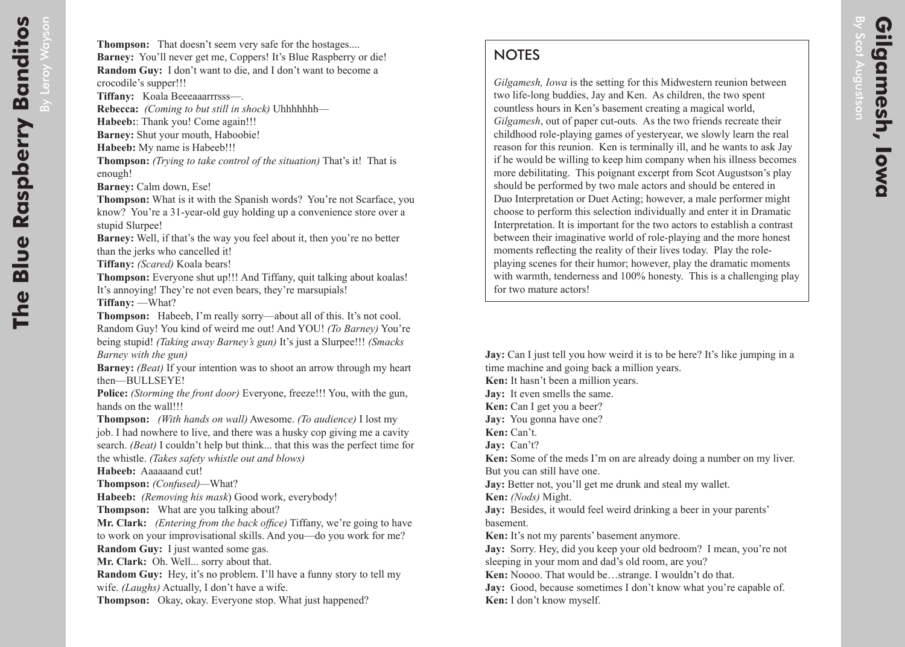**Thompson:** That doesn't seem very safe for the hostages....
**Barney:** You'll never get me, Coppers! It's Blue Raspberry or die!
**Random Guy:** I don't want to die, and I don't want to become a crocodile's supper!!!
**Tiffany:** Koala Beeeaaarrrsss—.
**Rebecca:** *(Coming to but still in shock)* Uhhhhhhh—
**Habeeb:**: Thank you! Come again!!!
**Barney:** Shut your mouth, Haboobie!
**Habeeb:** My name is Habeeb!!!
**Thompson:** *(Trying to take control of the situation)* That's it! That is enough!
**Barney:** Calm down, Ese!
**Thompson:** What is it with the Spanish words? You're not Scarface, you know? You're a 31-year-old guy holding up a convenience store over a stupid Slurpee!
**Barney:** Well, if that's the way you feel about it, then you're no better than the jerks who cancelled it!
**Tiffany:** *(Scared)* Koala bears!
**Thompson:** Everyone shut up!!! And Tiffany, quit talking about koalas! It's annoying! They're not even bears, they're marsupials!
**Tiffany:** —What?
**Thompson:** Habeeb, I'm really sorry—about all of this. It's not cool. Random Guy! You kind of weird me out! And YOU! *(To Barney)* You're being stupid! *(Taking away Barney's gun)* It's just a Slurpee!!! *(Smacks Barney with the gun)*
**Barney:** *(Beat)* If your intention was to shoot an arrow through my heart then—BULLSEYE!
**Police:** *(Storming the front door)* Everyone, freeze!!! You, with the gun, hands on the wall!!!
**Thompson:** *(With hands on wall)* Awesome. *(To audience)* I lost my job. I had nowhere to live, and there was a husky cop giving me a cavity search. *(Beat)* I couldn't help but think... that this was the perfect time for the whistle. *(Takes safety whistle out and blows)*
**Habeeb:** Aaaaaand cut!
**Thompson:** *(Confused)*—What?
**Habeeb:** *(Removing his mask)* Good work, everybody!
**Thompson:** What are you talking about?
**Mr. Clark:** *(Entering from the back office)* Tiffany, we're going to have to work on your improvisational skills. And you—do you work for me?
**Random Guy:** I just wanted some gas.
**Mr. Clark:** Oh. Well... sorry about that.
**Random Guy:** Hey, it's no problem. I'll have a funny story to tell my wife. *(Laughs)* Actually, I don't have a wife.
**Thompson:** Okay, okay. Everyone stop. What just happened?

# Gilgamesh, Iowa

By Scot Augustson

## NOTES

*Gilgamesh, Iowa* is the setting for this Midwestern reunion between two life-long buddies, Jay and Ken. As children, the two spent countless hours in Ken's basement creating a magical world, *Gilgamesh*, out of paper cut-outs. As the two friends recreate their childhood role-playing games of yesteryear, we slowly learn the real reason for this reunion. Ken is terminally ill, and he wants to ask Jay if he would be willing to keep him company when his illness becomes more debilitating. This poignant excerpt from Scot Augustson's play should be performed by two male actors and should be entered in Duo Interpretation or Duet Acting; however, a male performer might choose to perform this selection individually and enter it in Dramatic Interpretation. It is important for the two actors to establish a contrast between their imaginative world of role-playing and the more honest moments reflecting the reality of their lives today. Play the role-playing scenes for their humor; however, play the dramatic moments with warmth, tenderness and 100% honesty. This is a challenging play for two mature actors!

**Jay:** Can I just tell you how weird it is to be here? It's like jumping in a time machine and going back a million years.
**Ken:** It hasn't been a million years.
**Jay:** It even smells the same.
**Ken:** Can I get you a beer?
**Jay:** You gonna have one?
**Ken:** Can't.
**Jay:** Can't?
**Ken:** Some of the meds I'm on are already doing a number on my liver. But you can still have one.
**Jay:** Better not, you'll get me drunk and steal my wallet.
**Ken:** *(Nods)* Might.
**Jay:** Besides, it would feel weird drinking a beer in your parents' basement.
**Ken:** It's not my parents' basement anymore.
**Jay:** Sorry. Hey, did you keep your old bedroom? I mean, you're not sleeping in your mom and dad's old room, are you?
**Ken:** Noooo. That would be…strange. I wouldn't do that.
**Jay:** Good, because sometimes I don't know what you're capable of.
**Ken:** I don't know myself.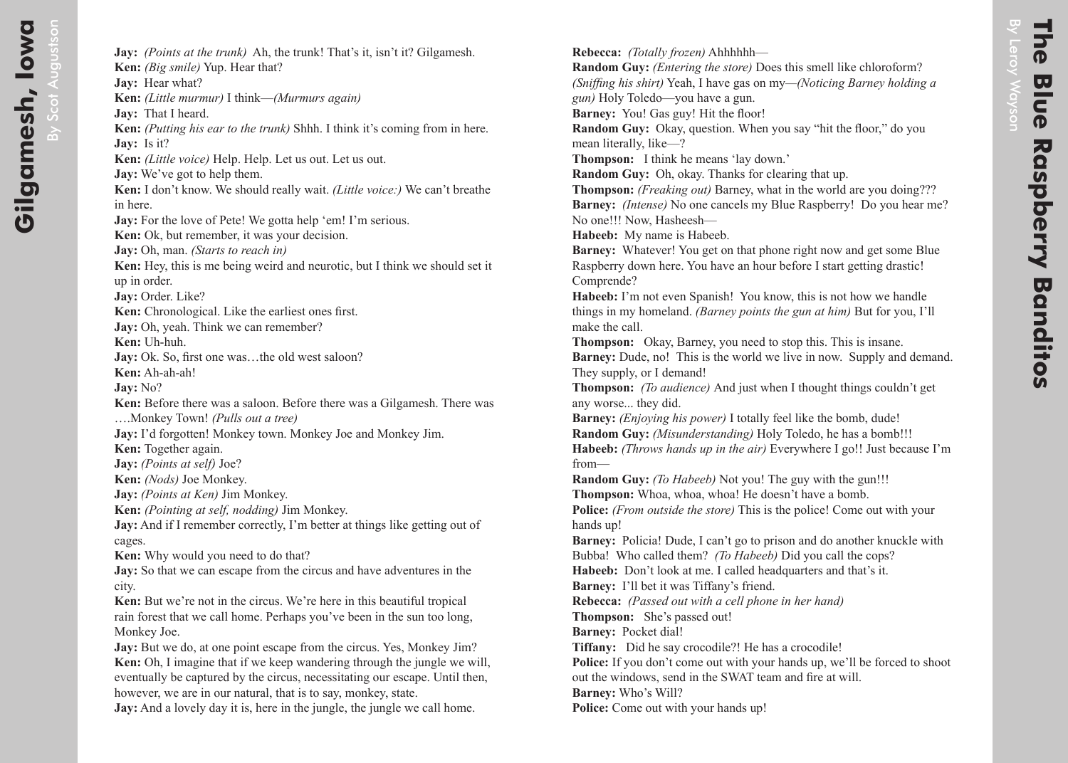**Jay:** *(Points at the trunk)* Ah, the trunk! That's it, isn't it? Gilgamesh.
**Ken:** *(Big smile)* Yup. Hear that?
**Jay:** Hear what?
**Ken:** *(Little murmur)* I think—*(Murmurs again)*
**Jay:** That I heard.
**Ken:** *(Putting his ear to the trunk)* Shhh. I think it's coming from in here.
**Jay:** Is it?
**Ken:** *(Little voice)* Help. Help. Let us out. Let us out.
**Jay:** We've got to help them.
**Ken:** I don't know. We should really wait. *(Little voice:)* We can't breathe in here.
**Jay:** For the love of Pete! We gotta help 'em! I'm serious.
**Ken:** Ok, but remember, it was your decision.
**Jay:** Oh, man. *(Starts to reach in)*
**Ken:** Hey, this is me being weird and neurotic, but I think we should set it up in order.
**Jay:** Order. Like?
**Ken:** Chronological. Like the earliest ones first.
**Jay:** Oh, yeah. Think we can remember?
**Ken:** Uh-huh.
**Jay:** Ok. So, first one was…the old west saloon?
**Ken:** Ah-ah-ah!
**Jay:** No?
**Ken:** Before there was a saloon. Before there was a Gilgamesh. There was ….Monkey Town! *(Pulls out a tree)*
**Jay:** I'd forgotten! Monkey town. Monkey Joe and Monkey Jim.
**Ken:** Together again.
**Jay:** *(Points at self)* Joe?
**Ken:** *(Nods)* Joe Monkey.
**Jay:** *(Points at Ken)* Jim Monkey.
**Ken:** *(Pointing at self, nodding)* Jim Monkey.
**Jay:** And if I remember correctly, I'm better at things like getting out of cages.
**Ken:** Why would you need to do that?
**Jay:** So that we can escape from the circus and have adventures in the city.
**Ken:** But we're not in the circus. We're here in this beautiful tropical rain forest that we call home. Perhaps you've been in the sun too long, Monkey Joe.
**Jay:** But we do, at one point escape from the circus. Yes, Monkey Jim?
**Ken:** Oh, I imagine that if we keep wandering through the jungle we will, eventually be captured by the circus, necessitating our escape. Until then, however, we are in our natural, that is to say, monkey, state.
**Jay:** And a lovely day it is, here in the jungle, the jungle we call home.

**Rebecca:** *(Totally frozen)* Ahhhhhh—
**Random Guy:** *(Entering the store)* Does this smell like chloroform? *(Sniffing his shirt)* Yeah, I have gas on my—*(Noticing Barney holding a gun)* Holy Toledo—you have a gun.
**Barney:** You! Gas guy! Hit the floor!
**Random Guy:** Okay, question. When you say "hit the floor," do you mean literally, like—?
**Thompson:** I think he means 'lay down.'
**Random Guy:** Oh, okay. Thanks for clearing that up.
**Thompson:** *(Freaking out)* Barney, what in the world are you doing???
**Barney:** *(Intense)* No one cancels my Blue Raspberry! Do you hear me? No one!!! Now, Hasheesh—
**Habeeb:** My name is Habeeb.
**Barney:** Whatever! You get on that phone right now and get some Blue Raspberry down here. You have an hour before I start getting drastic! Comprende?
**Habeeb:** I'm not even Spanish! You know, this is not how we handle things in my homeland. *(Barney points the gun at him)* But for you, I'll make the call.
**Thompson:** Okay, Barney, you need to stop this. This is insane.
**Barney:** Dude, no! This is the world we live in now. Supply and demand. They supply, or I demand!
**Thompson:** *(To audience)* And just when I thought things couldn't get any worse... they did.
**Barney:** *(Enjoying his power)* I totally feel like the bomb, dude!
**Random Guy:** *(Misunderstanding)* Holy Toledo, he has a bomb!!!
**Habeeb:** *(Throws hands up in the air)* Everywhere I go!! Just because I'm from—
**Random Guy:** *(To Habeeb)* Not you! The guy with the gun!!!
**Thompson:** Whoa, whoa, whoa! He doesn't have a bomb.
**Police:** *(From outside the store)* This is the police! Come out with your hands up!
**Barney:** Policia! Dude, I can't go to prison and do another knuckle with Bubba! Who called them? *(To Habeeb)* Did you call the cops?
**Habeeb:** Don't look at me. I called headquarters and that's it.
**Barney:** I'll bet it was Tiffany's friend.
**Rebecca:** *(Passed out with a cell phone in her hand)*
**Thompson:** She's passed out!
**Barney:** Pocket dial!
**Tiffany:** Did he say crocodile?! He has a crocodile!
**Police:** If you don't come out with your hands up, we'll be forced to shoot out the windows, send in the SWAT team and fire at will.
**Barney:** Who's Will?
**Police:** Come out with your hands up!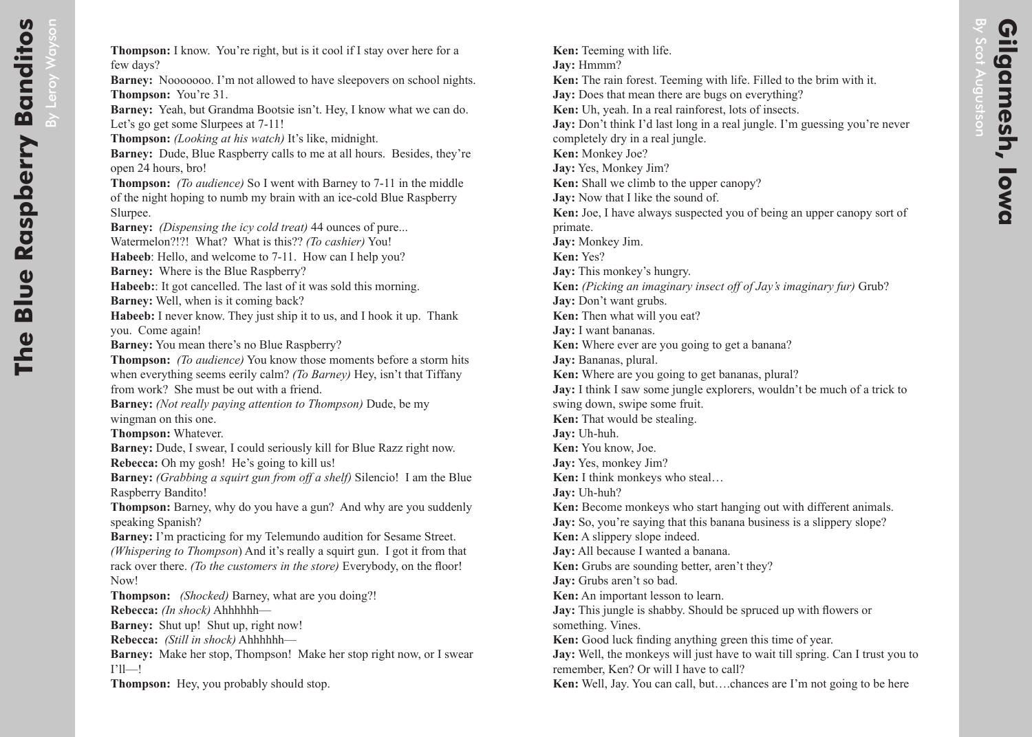**Thompson:** I know. You're right, but is it cool if I stay over here for a few days?
**Barney:** Nooooooo. I'm not allowed to have sleepovers on school nights.
**Thompson:** You're 31.
**Barney:** Yeah, but Grandma Bootsie isn't. Hey, I know what we can do. Let's go get some Slurpees at 7-11!
**Thompson:** *(Looking at his watch)* It's like, midnight.
**Barney:** Dude, Blue Raspberry calls to me at all hours. Besides, they're open 24 hours, bro!
**Thompson:** *(To audience)* So I went with Barney to 7-11 in the middle of the night hoping to numb my brain with an ice-cold Blue Raspberry Slurpee.
**Barney:** *(Dispensing the icy cold treat)* 44 ounces of pure... Watermelon?!?! What? What is this?? *(To cashier)* You!
**Habeeb**: Hello, and welcome to 7-11. How can I help you?
**Barney:** Where is the Blue Raspberry?
**Habeeb:**: It got cancelled. The last of it was sold this morning.
**Barney:** Well, when is it coming back?
**Habeeb:** I never know. They just ship it to us, and I hook it up. Thank you. Come again!
**Barney:** You mean there's no Blue Raspberry?
**Thompson:** *(To audience)* You know those moments before a storm hits when everything seems eerily calm? *(To Barney)* Hey, isn't that Tiffany from work? She must be out with a friend.
**Barney:** *(Not really paying attention to Thompson)* Dude, be my wingman on this one.
**Thompson:** Whatever.
**Barney:** Dude, I swear, I could seriously kill for Blue Razz right now.
**Rebecca:** Oh my gosh! He's going to kill us!
**Barney:** *(Grabbing a squirt gun from off a shelf)* Silencio! I am the Blue Raspberry Bandito!
**Thompson:** Barney, why do you have a gun? And why are you suddenly speaking Spanish?
**Barney:** I'm practicing for my Telemundo audition for Sesame Street. *(Whispering to Thompson)* And it's really a squirt gun. I got it from that rack over there. *(To the customers in the store)* Everybody, on the floor! Now!
**Thompson:** *(Shocked)* Barney, what are you doing?!
**Rebecca:** *(In shock)* Ahhhhhh—
**Barney:** Shut up! Shut up, right now!
**Rebecca:** *(Still in shock)* Ahhhhhh—
**Barney:** Make her stop, Thompson! Make her stop right now, or I swear I'll—!
**Thompson:** Hey, you probably should stop.

**Ken:** Teeming with life.
**Jay:** Hmmm?
**Ken:** The rain forest. Teeming with life. Filled to the brim with it.
**Jay:** Does that mean there are bugs on everything?
**Ken:** Uh, yeah. In a real rainforest, lots of insects.
**Jay:** Don't think I'd last long in a real jungle. I'm guessing you're never completely dry in a real jungle.
**Ken:** Monkey Joe?
**Jay:** Yes, Monkey Jim?
**Ken:** Shall we climb to the upper canopy?
**Jay:** Now that I like the sound of.
**Ken:** Joe, I have always suspected you of being an upper canopy sort of primate.
**Jay:** Monkey Jim.
**Ken:** Yes?
**Jay:** This monkey's hungry.
**Ken:** *(Picking an imaginary insect off of Jay's imaginary fur)* Grub?
**Jay:** Don't want grubs.
**Ken:** Then what will you eat?
**Jay:** I want bananas.
**Ken:** Where ever are you going to get a banana?
**Jay:** Bananas, plural.
**Ken:** Where are you going to get bananas, plural?
**Jay:** I think I saw some jungle explorers, wouldn't be much of a trick to swing down, swipe some fruit.
**Ken:** That would be stealing.
**Jay:** Uh-huh.
**Ken:** You know, Joe.
**Jay:** Yes, monkey Jim?
**Ken:** I think monkeys who steal…
**Jay:** Uh-huh?
**Ken:** Become monkeys who start hanging out with different animals.
**Jay:** So, you're saying that this banana business is a slippery slope?
**Ken:** A slippery slope indeed.
**Jay:** All because I wanted a banana.
**Ken:** Grubs are sounding better, aren't they?
**Jay:** Grubs aren't so bad.
**Ken:** An important lesson to learn.
**Jay:** This jungle is shabby. Should be spruced up with flowers or something. Vines.
**Ken:** Good luck finding anything green this time of year.
**Jay:** Well, the monkeys will just have to wait till spring. Can I trust you to remember, Ken? Or will I have to call?
**Ken:** Well, Jay. You can call, but….chances are I'm not going to be here